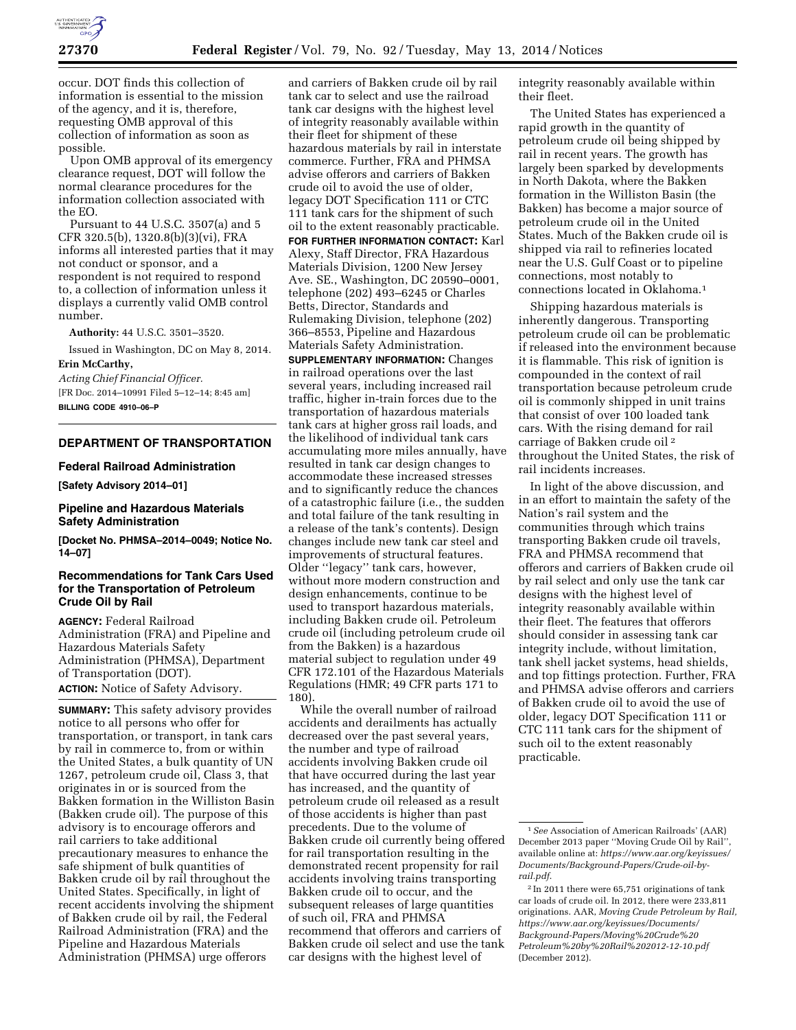occur. DOT finds this collection of information is essential to the mission of the agency, and it is, therefore, requesting OMB approval of this collection of information as soon as possible.

Upon OMB approval of its emergency clearance request, DOT will follow the normal clearance procedures for the information collection associated with the EO.

Pursuant to 44 U.S.C. 3507(a) and 5 CFR 320.5(b), 1320.8(b)(3)(vi), FRA informs all interested parties that it may not conduct or sponsor, and a respondent is not required to respond to, a collection of information unless it displays a currently valid OMB control number.

**Authority:** 44 U.S.C. 3501–3520.

Issued in Washington, DC on May 8, 2014.

**Erin McCarthy,**

*Acting Chief Financial Officer.*

[FR Doc. 2014–10991 Filed 5–12–14; 8:45 am]

**BILLING CODE 4910–06–P**

## DEPARTMENT OF TRANSPORTATION

### Federal Railroad Administration

**[Safety Advisory 2014–01]**

### Pipeline and Hazardous Materials Safety Administration

**[Docket No. PHMSA–2014–0049; Notice No. 14–07]**

### Recommendations for Tank Cars Used for the Transportation of Petroleum Crude Oil by Rail

**AGENCY:** Federal Railroad Administration (FRA) and Pipeline and Hazardous Materials Safety Administration (PHMSA), Department of Transportation (DOT).

**ACTION:** Notice of Safety Advisory.

**SUMMARY:** This safety advisory provides notice to all persons who offer for transportation, or transport, in tank cars by rail in commerce to, from or within the United States, a bulk quantity of UN 1267, petroleum crude oil, Class 3, that originates in or is sourced from the Bakken formation in the Williston Basin (Bakken crude oil). The purpose of this advisory is to encourage offerors and rail carriers to take additional precautionary measures to enhance the safe shipment of bulk quantities of Bakken crude oil by rail throughout the United States. Specifically, in light of recent accidents involving the shipment of Bakken crude oil by rail, the Federal Railroad Administration (FRA) and the Pipeline and Hazardous Materials Safety Administration (PHMSA) urge offerors and carriers of Bakken crude oil by rail tank car to select and use the railroad tank car designs with the highest level of integrity reasonably available within their fleet for shipment of these hazardous materials by rail in interstate commerce. Further, FRA and PHMSA advise offerors and carriers of Bakken crude oil to avoid the use of older, legacy DOT Specification 111 or CTC 111 tank cars for the shipment of such oil to the extent reasonably practicable.

**FOR FURTHER INFORMATION CONTACT:** Karl Alexy, Staff Director, FRA Hazardous Materials Division, 1200 New Jersey Ave. SE., Washington, DC 20590–0001, telephone (202) 493–6245 or Charles Betts, Director, Standards and Rulemaking Division, telephone (202) 366–8553, Pipeline and Hazardous Materials Safety Administration.

**SUPPLEMENTARY INFORMATION:** Changes in railroad operations over the last several years, including increased rail traffic, higher in-train forces due to the transportation of hazardous materials tank cars at higher gross rail loads, and the likelihood of individual tank cars accumulating more miles annually, have resulted in tank car design changes to accommodate these increased stresses and to significantly reduce the chances of a catastrophic failure (i.e., the sudden and total failure of the tank resulting in a release of the tank's contents). Design changes include new tank car steel and improvements of structural features. Older ''legacy'' tank cars, however, without more modern construction and design enhancements, continue to be used to transport hazardous materials, including Bakken crude oil. Petroleum crude oil (including petroleum crude oil from the Bakken) is a hazardous material subject to regulation under 49 CFR 172.101 of the Hazardous Materials Regulations (HMR; 49 CFR parts 171 to 180).

While the overall number of railroad accidents and derailments has actually decreased over the past several years, the number and type of railroad accidents involving Bakken crude oil that have occurred during the last year has increased, and the quantity of petroleum crude oil released as a result of those accidents is higher than past precedents. Due to the volume of Bakken crude oil currently being offered for rail transportation resulting in the demonstrated recent propensity for rail accidents involving trains transporting Bakken crude oil to occur, and the subsequent releases of large quantities of such oil, FRA and PHMSA recommend that offerors and carriers of Bakken crude oil select and use the tank car designs with the highest level of integrity reasonably available within their fleet.

The United States has experienced a rapid growth in the quantity of petroleum crude oil being shipped by rail in recent years. The growth has largely been sparked by developments in North Dakota, where the Bakken formation in the Williston Basin (the Bakken) has become a major source of petroleum crude oil in the United States. Much of the Bakken crude oil is shipped via rail to refineries located near the U.S. Gulf Coast or to pipeline connections, most notably to connections located in Oklahoma.[1]

Shipping hazardous materials is inherently dangerous. Transporting petroleum crude oil can be problematic if released into the environment because it is flammable. This risk of ignition is compounded in the context of rail transportation because petroleum crude oil is commonly shipped in unit trains that consist of over 100 loaded tank cars. With the rising demand for rail carriage of Bakken crude oil [2] throughout the United States, the risk of rail incidents increases.

In light of the above discussion, and in an effort to maintain the safety of the Nation's rail system and the communities through which trains transporting Bakken crude oil travels, FRA and PHMSA recommend that offerors and carriers of Bakken crude oil by rail select and only use the tank car designs with the highest level of integrity reasonably available within their fleet. The features that offerors should consider in assessing tank car integrity include, without limitation, tank shell jacket systems, head shields, and top fittings protection. Further, FRA and PHMSA advise offerors and carriers of Bakken crude oil to avoid the use of older, legacy DOT Specification 111 or CTC 111 tank cars for the shipment of such oil to the extent reasonably practicable.

---

[1] *See* Association of American Railroads' (AAR) December 2013 paper ''Moving Crude Oil by Rail'', available online at: *https://www.aar.org/keyissues/Documents/Background-Papers/Crude-oil-by-rail.pdf*.

[2] In 2011 there were 65,751 originations of tank car loads of crude oil. In 2012, there were 233,811 originations. AAR, *Moving Crude Petroleum by Rail, https://www.aar.org/keyissues/Documents/Background-Papers/Moving%20Crude%20Petroleum%20by%20Rail%202012-12-10.pdf* (December 2012).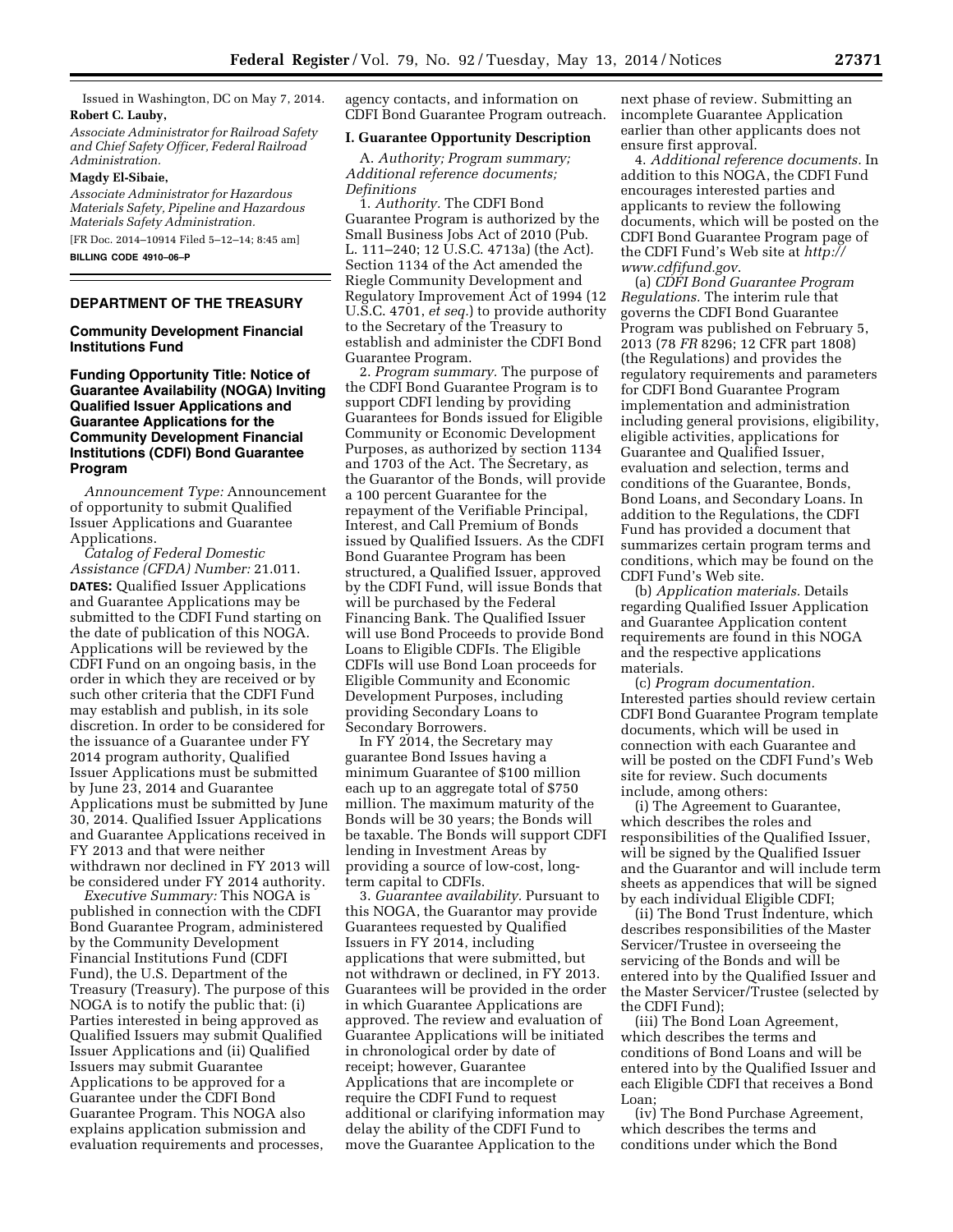Issued in Washington, DC on May 7, 2014.

**Robert C. Lauby,**

*Associate Administrator for Railroad Safety and Chief Safety Officer, Federal Railroad Administration.*

**Magdy El-Sibaie,**

*Associate Administrator for Hazardous Materials Safety, Pipeline and Hazardous Materials Safety Administration.*

[FR Doc. 2014–10914 Filed 5–12–14; 8:45 am]

**BILLING CODE 4910–06–P**

---

## DEPARTMENT OF THE TREASURY

### Community Development Financial Institutions Fund

### Funding Opportunity Title: Notice of Guarantee Availability (NOGA) Inviting Qualified Issuer Applications and Guarantee Applications for the Community Development Financial Institutions (CDFI) Bond Guarantee Program

*Announcement Type:* Announcement of opportunity to submit Qualified Issuer Applications and Guarantee Applications.

*Catalog of Federal Domestic Assistance (CFDA) Number:* 21.011.

**DATES:** Qualified Issuer Applications and Guarantee Applications may be submitted to the CDFI Fund starting on the date of publication of this NOGA. Applications will be reviewed by the CDFI Fund on an ongoing basis, in the order in which they are received or by such other criteria that the CDFI Fund may establish and publish, in its sole discretion. In order to be considered for the issuance of a Guarantee under FY 2014 program authority, Qualified Issuer Applications must be submitted by June 23, 2014 and Guarantee Applications must be submitted by June 30, 2014. Qualified Issuer Applications and Guarantee Applications received in FY 2013 and that were neither withdrawn nor declined in FY 2013 will be considered under FY 2014 authority.

*Executive Summary:* This NOGA is published in connection with the CDFI Bond Guarantee Program, administered by the Community Development Financial Institutions Fund (CDFI Fund), the U.S. Department of the Treasury (Treasury). The purpose of this NOGA is to notify the public that: (i) Parties interested in being approved as Qualified Issuers may submit Qualified Issuer Applications and (ii) Qualified Issuers may submit Guarantee Applications to be approved for a Guarantee under the CDFI Bond Guarantee Program. This NOGA also explains application submission and evaluation requirements and processes, agency contacts, and information on CDFI Bond Guarantee Program outreach.

#### I. Guarantee Opportunity Description

A. *Authority; Program summary; Additional reference documents; Definitions*

1. *Authority.* The CDFI Bond Guarantee Program is authorized by the Small Business Jobs Act of 2010 (Pub. L. 111–240; 12 U.S.C. 4713a) (the Act). Section 1134 of the Act amended the Riegle Community Development and Regulatory Improvement Act of 1994 (12 U.S.C. 4701, *et seq.*) to provide authority to the Secretary of the Treasury to establish and administer the CDFI Bond Guarantee Program.

2. *Program summary.* The purpose of the CDFI Bond Guarantee Program is to support CDFI lending by providing Guarantees for Bonds issued for Eligible Community or Economic Development Purposes, as authorized by section 1134 and 1703 of the Act. The Secretary, as the Guarantor of the Bonds, will provide a 100 percent Guarantee for the repayment of the Verifiable Principal, Interest, and Call Premium of Bonds issued by Qualified Issuers. As the CDFI Bond Guarantee Program has been structured, a Qualified Issuer, approved by the CDFI Fund, will issue Bonds that will be purchased by the Federal Financing Bank. The Qualified Issuer will use Bond Proceeds to provide Bond Loans to Eligible CDFIs. The Eligible CDFIs will use Bond Loan proceeds for Eligible Community and Economic Development Purposes, including providing Secondary Loans to Secondary Borrowers.

In FY 2014, the Secretary may guarantee Bond Issues having a minimum Guarantee of $100 million each up to an aggregate total of $750 million. The maximum maturity of the Bonds will be 30 years; the Bonds will be taxable. The Bonds will support CDFI lending in Investment Areas by providing a source of low-cost, long-term capital to CDFIs.

3. *Guarantee availability.* Pursuant to this NOGA, the Guarantor may provide Guarantees requested by Qualified Issuers in FY 2014, including applications that were submitted, but not withdrawn or declined, in FY 2013. Guarantees will be provided in the order in which Guarantee Applications are approved. The review and evaluation of Guarantee Applications will be initiated in chronological order by date of receipt; however, Guarantee Applications that are incomplete or require the CDFI Fund to request additional or clarifying information may delay the ability of the CDFI Fund to move the Guarantee Application to the next phase of review. Submitting an incomplete Guarantee Application earlier than other applicants does not ensure first approval.

4. *Additional reference documents.* In addition to this NOGA, the CDFI Fund encourages interested parties and applicants to review the following documents, which will be posted on the CDFI Bond Guarantee Program page of the CDFI Fund's Web site at *http://www.cdfifund.gov*.

(a) *CDFI Bond Guarantee Program Regulations.* The interim rule that governs the CDFI Bond Guarantee Program was published on February 5, 2013 (78 *FR* 8296; 12 CFR part 1808) (the Regulations) and provides the regulatory requirements and parameters for CDFI Bond Guarantee Program implementation and administration including general provisions, eligibility, eligible activities, applications for Guarantee and Qualified Issuer, evaluation and selection, terms and conditions of the Guarantee, Bonds, Bond Loans, and Secondary Loans. In addition to the Regulations, the CDFI Fund has provided a document that summarizes certain program terms and conditions, which may be found on the CDFI Fund's Web site.

(b) *Application materials.* Details regarding Qualified Issuer Application and Guarantee Application content requirements are found in this NOGA and the respective applications materials.

(c) *Program documentation.* Interested parties should review certain CDFI Bond Guarantee Program template documents, which will be used in connection with each Guarantee and will be posted on the CDFI Fund's Web site for review. Such documents include, among others:

(i) The Agreement to Guarantee, which describes the roles and responsibilities of the Qualified Issuer, will be signed by the Qualified Issuer and the Guarantor and will include term sheets as appendices that will be signed by each individual Eligible CDFI;

(ii) The Bond Trust Indenture, which describes responsibilities of the Master Servicer/Trustee in overseeing the servicing of the Bonds and will be entered into by the Qualified Issuer and the Master Servicer/Trustee (selected by the CDFI Fund);

(iii) The Bond Loan Agreement, which describes the terms and conditions of Bond Loans and will be entered into by the Qualified Issuer and each Eligible CDFI that receives a Bond Loan;

(iv) The Bond Purchase Agreement, which describes the terms and conditions under which the Bond